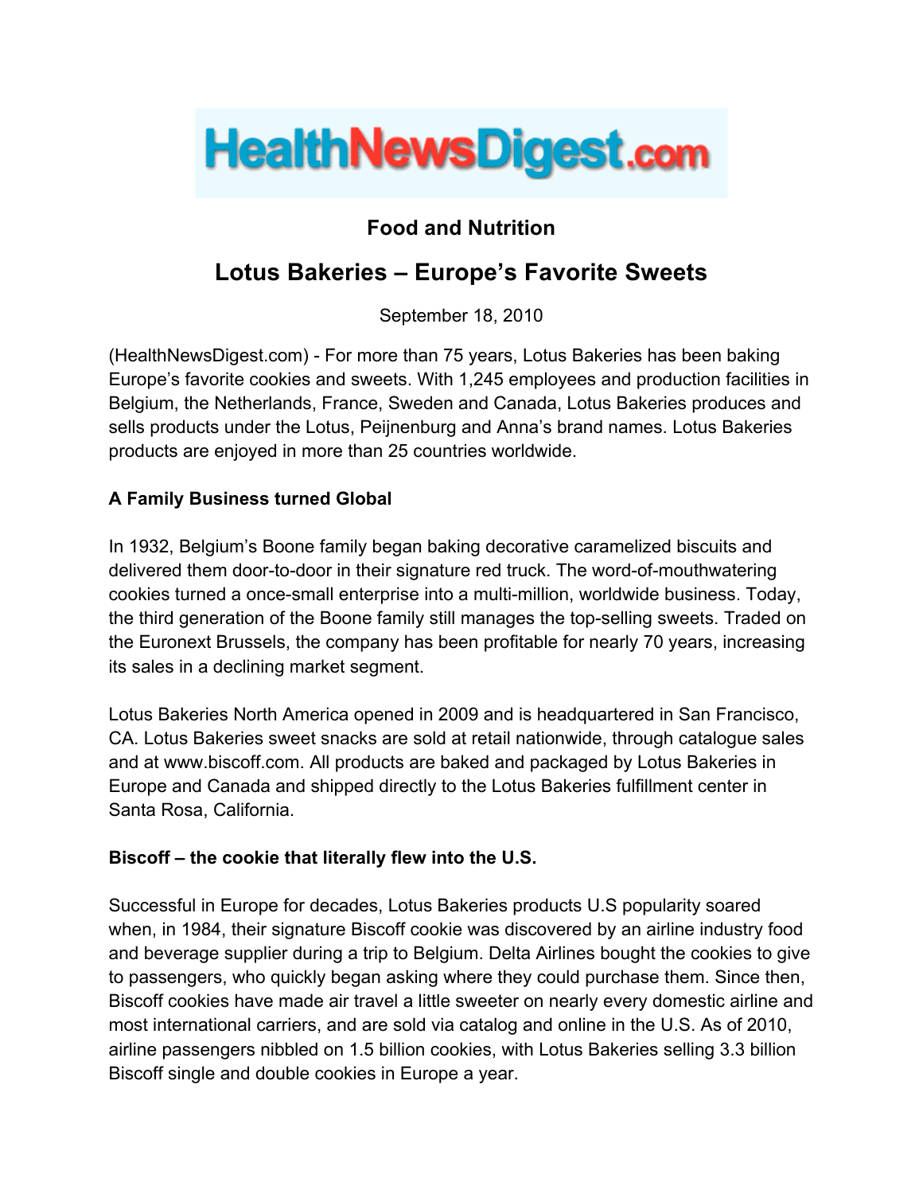HealthNewsDigest.com

## Food and Nutrition

# Lotus Bakeries – Europe's Favorite Sweets

September 18, 2010

(HealthNewsDigest.com) - For more than 75 years, Lotus Bakeries has been baking Europe's favorite cookies and sweets. With 1,245 employees and production facilities in Belgium, the Netherlands, France, Sweden and Canada, Lotus Bakeries produces and sells products under the Lotus, Peijnenburg and Anna's brand names. Lotus Bakeries products are enjoyed in more than 25 countries worldwide.

**A Family Business turned Global**

In 1932, Belgium's Boone family began baking decorative caramelized biscuits and delivered them door-to-door in their signature red truck. The word-of-mouthwatering cookies turned a once-small enterprise into a multi-million, worldwide business. Today, the third generation of the Boone family still manages the top-selling sweets. Traded on the Euronext Brussels, the company has been profitable for nearly 70 years, increasing its sales in a declining market segment.

Lotus Bakeries North America opened in 2009 and is headquartered in San Francisco, CA. Lotus Bakeries sweet snacks are sold at retail nationwide, through catalogue sales and at www.biscoff.com. All products are baked and packaged by Lotus Bakeries in Europe and Canada and shipped directly to the Lotus Bakeries fulfillment center in Santa Rosa, California.

**Biscoff – the cookie that literally flew into the U.S.**

Successful in Europe for decades, Lotus Bakeries products U.S popularity soared when, in 1984, their signature Biscoff cookie was discovered by an airline industry food and beverage supplier during a trip to Belgium. Delta Airlines bought the cookies to give to passengers, who quickly began asking where they could purchase them. Since then, Biscoff cookies have made air travel a little sweeter on nearly every domestic airline and most international carriers, and are sold via catalog and online in the U.S. As of 2010, airline passengers nibbled on 1.5 billion cookies, with Lotus Bakeries selling 3.3 billion Biscoff single and double cookies in Europe a year.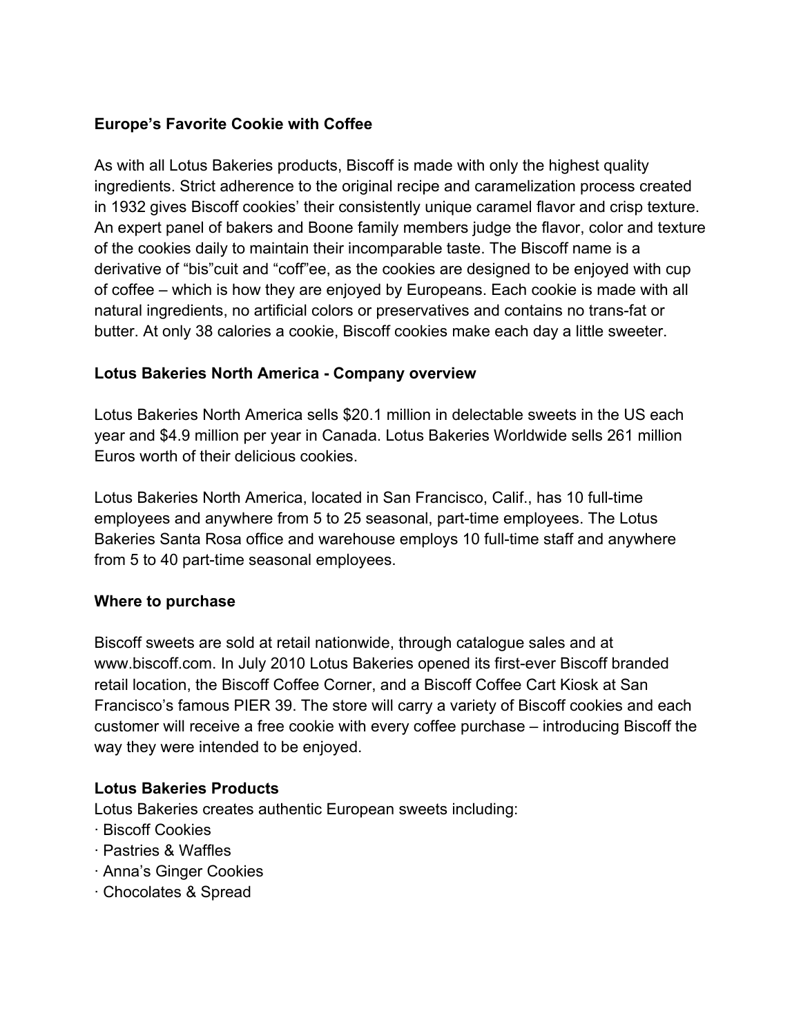**Europe’s Favorite Cookie with Coffee**

As with all Lotus Bakeries products, Biscoff is made with only the highest quality ingredients. Strict adherence to the original recipe and caramelization process created in 1932 gives Biscoff cookies’ their consistently unique caramel flavor and crisp texture. An expert panel of bakers and Boone family members judge the flavor, color and texture of the cookies daily to maintain their incomparable taste. The Biscoff name is a derivative of “bis”cuit and “coff”ee, as the cookies are designed to be enjoyed with cup of coffee – which is how they are enjoyed by Europeans. Each cookie is made with all natural ingredients, no artificial colors or preservatives and contains no trans-fat or butter. At only 38 calories a cookie, Biscoff cookies make each day a little sweeter.

**Lotus Bakeries North America - Company overview**

Lotus Bakeries North America sells $20.1 million in delectable sweets in the US each year and $4.9 million per year in Canada. Lotus Bakeries Worldwide sells 261 million Euros worth of their delicious cookies.

Lotus Bakeries North America, located in San Francisco, Calif., has 10 full-time employees and anywhere from 5 to 25 seasonal, part-time employees. The Lotus Bakeries Santa Rosa office and warehouse employs 10 full-time staff and anywhere from 5 to 40 part-time seasonal employees.

**Where to purchase**

Biscoff sweets are sold at retail nationwide, through catalogue sales and at www.biscoff.com. In July 2010 Lotus Bakeries opened its first-ever Biscoff branded retail location, the Biscoff Coffee Corner, and a Biscoff Coffee Cart Kiosk at San Francisco’s famous PIER 39. The store will carry a variety of Biscoff cookies and each customer will receive a free cookie with every coffee purchase – introducing Biscoff the way they were intended to be enjoyed.

**Lotus Bakeries Products**

Lotus Bakeries creates authentic European sweets including:

- Biscoff Cookies
- Pastries & Waffles
- Anna’s Ginger Cookies
- Chocolates & Spread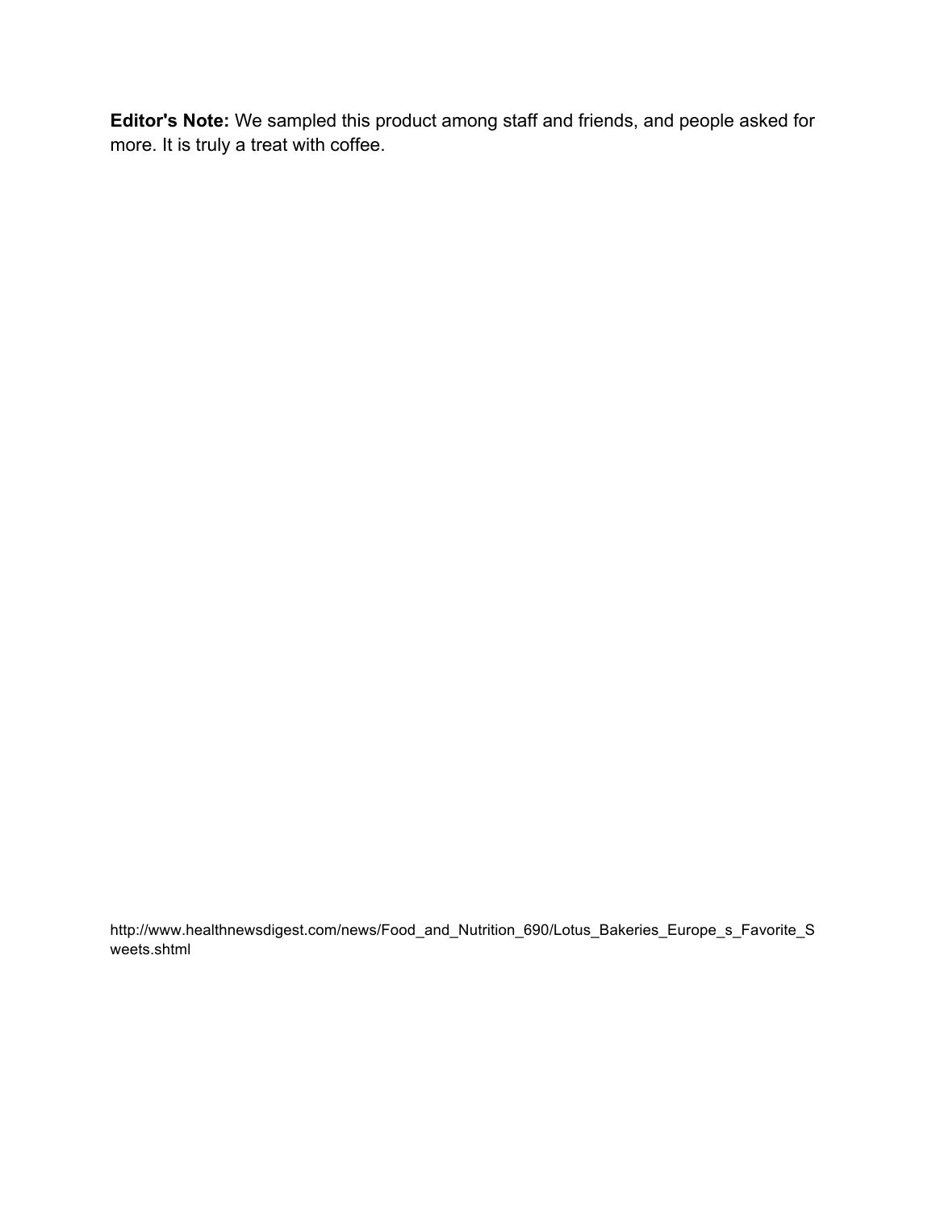**Editor's Note:** We sampled this product among staff and friends, and people asked for more. It is truly a treat with coffee.

http://www.healthnewsdigest.com/news/Food_and_Nutrition_690/Lotus_Bakeries_Europe_s_Favorite_Sweets.shtml